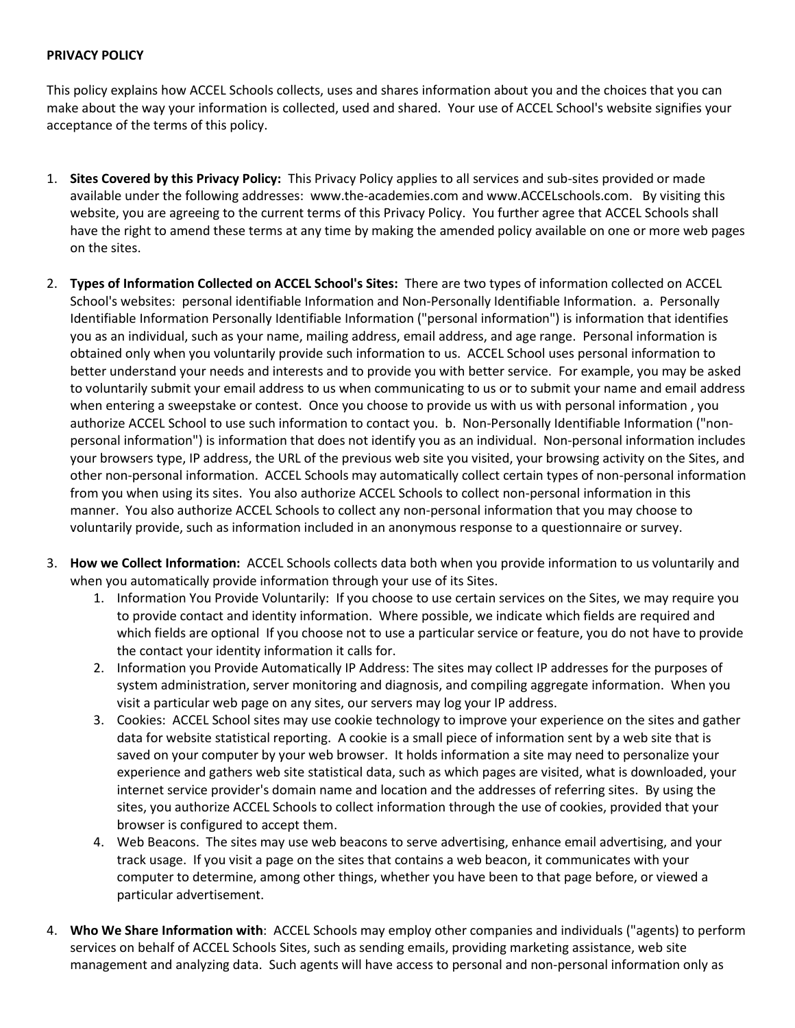**PRIVACY POLICY**

This policy explains how ACCEL Schools collects, uses and shares information about you and the choices that you can make about the way your information is collected, used and shared. Your use of ACCEL School's website signifies your acceptance of the terms of this policy.

1. **Sites Covered by this Privacy Policy:** This Privacy Policy applies to all services and sub-sites provided or made available under the following addresses: www.the-academies.com and www.ACCELschools.com. By visiting this website, you are agreeing to the current terms of this Privacy Policy. You further agree that ACCEL Schools shall have the right to amend these terms at any time by making the amended policy available on one or more web pages on the sites.

2. **Types of Information Collected on ACCEL School's Sites:** There are two types of information collected on ACCEL School's websites: personal identifiable Information and Non-Personally Identifiable Information. a. Personally Identifiable Information Personally Identifiable Information ("personal information") is information that identifies you as an individual, such as your name, mailing address, email address, and age range. Personal information is obtained only when you voluntarily provide such information to us. ACCEL School uses personal information to better understand your needs and interests and to provide you with better service. For example, you may be asked to voluntarily submit your email address to us when communicating to us or to submit your name and email address when entering a sweepstake or contest. Once you choose to provide us with us with personal information , you authorize ACCEL School to use such information to contact you. b. Non-Personally Identifiable Information ("non-personal information") is information that does not identify you as an individual. Non-personal information includes your browsers type, IP address, the URL of the previous web site you visited, your browsing activity on the Sites, and other non-personal information. ACCEL Schools may automatically collect certain types of non-personal information from you when using its sites. You also authorize ACCEL Schools to collect non-personal information in this manner. You also authorize ACCEL Schools to collect any non-personal information that you may choose to voluntarily provide, such as information included in an anonymous response to a questionnaire or survey.

3. **How we Collect Information:** ACCEL Schools collects data both when you provide information to us voluntarily and when you automatically provide information through your use of its Sites.
   1. Information You Provide Voluntarily: If you choose to use certain services on the Sites, we may require you to provide contact and identity information. Where possible, we indicate which fields are required and which fields are optional If you choose not to use a particular service or feature, you do not have to provide the contact your identity information it calls for.
   2. Information you Provide Automatically IP Address: The sites may collect IP addresses for the purposes of system administration, server monitoring and diagnosis, and compiling aggregate information. When you visit a particular web page on any sites, our servers may log your IP address.
   3. Cookies: ACCEL School sites may use cookie technology to improve your experience on the sites and gather data for website statistical reporting. A cookie is a small piece of information sent by a web site that is saved on your computer by your web browser. It holds information a site may need to personalize your experience and gathers web site statistical data, such as which pages are visited, what is downloaded, your internet service provider's domain name and location and the addresses of referring sites. By using the sites, you authorize ACCEL Schools to collect information through the use of cookies, provided that your browser is configured to accept them.
   4. Web Beacons. The sites may use web beacons to serve advertising, enhance email advertising, and your track usage. If you visit a page on the sites that contains a web beacon, it communicates with your computer to determine, among other things, whether you have been to that page before, or viewed a particular advertisement.

4. **Who We Share Information with**: ACCEL Schools may employ other companies and individuals ("agents) to perform services on behalf of ACCEL Schools Sites, such as sending emails, providing marketing assistance, web site management and analyzing data. Such agents will have access to personal and non-personal information only as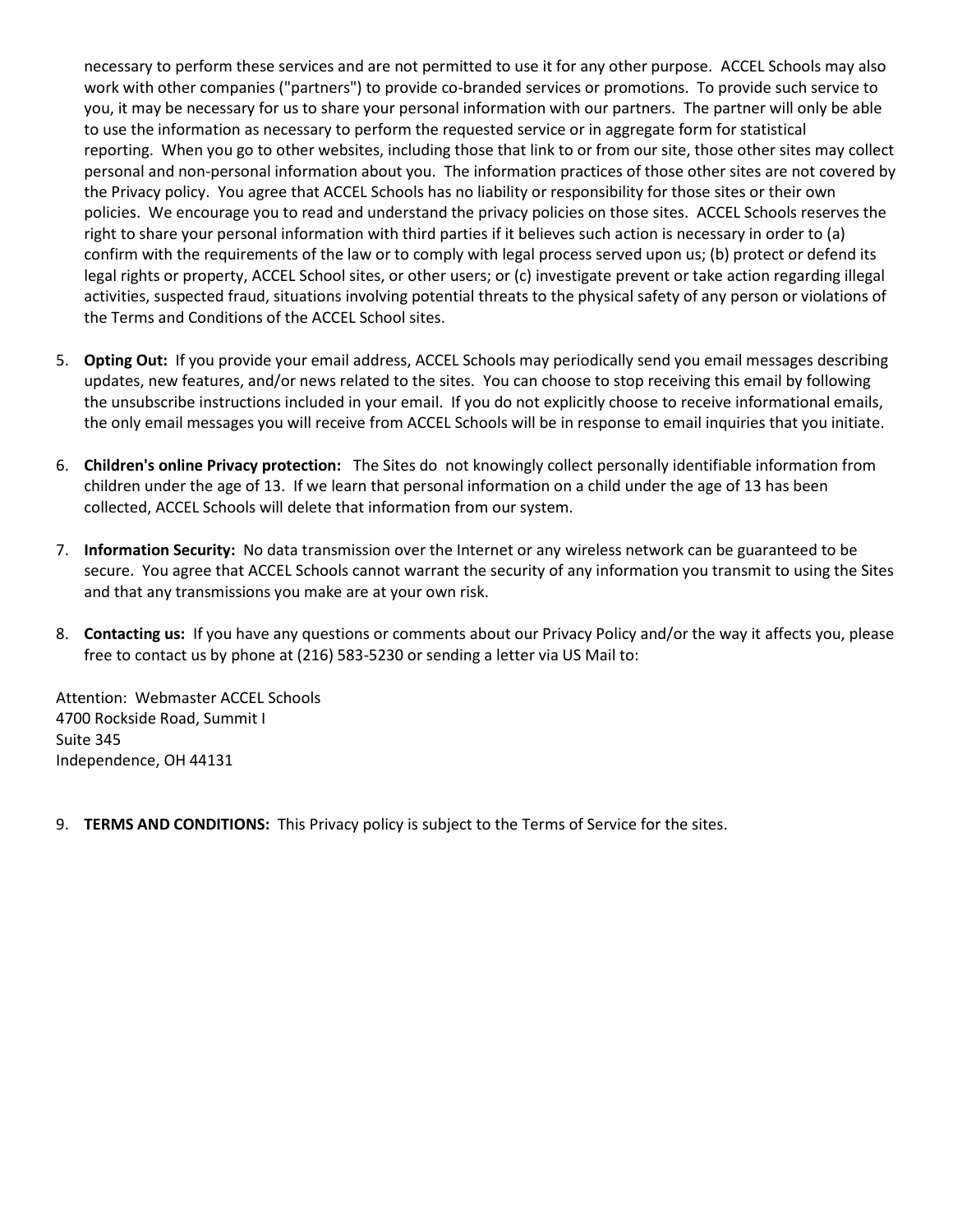necessary to perform these services and are not permitted to use it for any other purpose. ACCEL Schools may also work with other companies ("partners") to provide co-branded services or promotions. To provide such service to you, it may be necessary for us to share your personal information with our partners. The partner will only be able to use the information as necessary to perform the requested service or in aggregate form for statistical reporting. When you go to other websites, including those that link to or from our site, those other sites may collect personal and non-personal information about you. The information practices of those other sites are not covered by the Privacy policy. You agree that ACCEL Schools has no liability or responsibility for those sites or their own policies. We encourage you to read and understand the privacy policies on those sites. ACCEL Schools reserves the right to share your personal information with third parties if it believes such action is necessary in order to (a) confirm with the requirements of the law or to comply with legal process served upon us; (b) protect or defend its legal rights or property, ACCEL School sites, or other users; or (c) investigate prevent or take action regarding illegal activities, suspected fraud, situations involving potential threats to the physical safety of any person or violations of the Terms and Conditions of the ACCEL School sites.

5. **Opting Out:** If you provide your email address, ACCEL Schools may periodically send you email messages describing updates, new features, and/or news related to the sites. You can choose to stop receiving this email by following the unsubscribe instructions included in your email. If you do not explicitly choose to receive informational emails, the only email messages you will receive from ACCEL Schools will be in response to email inquiries that you initiate.

6. **Children's online Privacy protection:** The Sites do not knowingly collect personally identifiable information from children under the age of 13. If we learn that personal information on a child under the age of 13 has been collected, ACCEL Schools will delete that information from our system.

7. **Information Security:** No data transmission over the Internet or any wireless network can be guaranteed to be secure. You agree that ACCEL Schools cannot warrant the security of any information you transmit to using the Sites and that any transmissions you make are at your own risk.

8. **Contacting us:** If you have any questions or comments about our Privacy Policy and/or the way it affects you, please free to contact us by phone at (216) 583-5230 or sending a letter via US Mail to:

Attention: Webmaster ACCEL Schools
4700 Rockside Road, Summit I
Suite 345
Independence, OH 44131

9. **TERMS AND CONDITIONS:** This Privacy policy is subject to the Terms of Service for the sites.